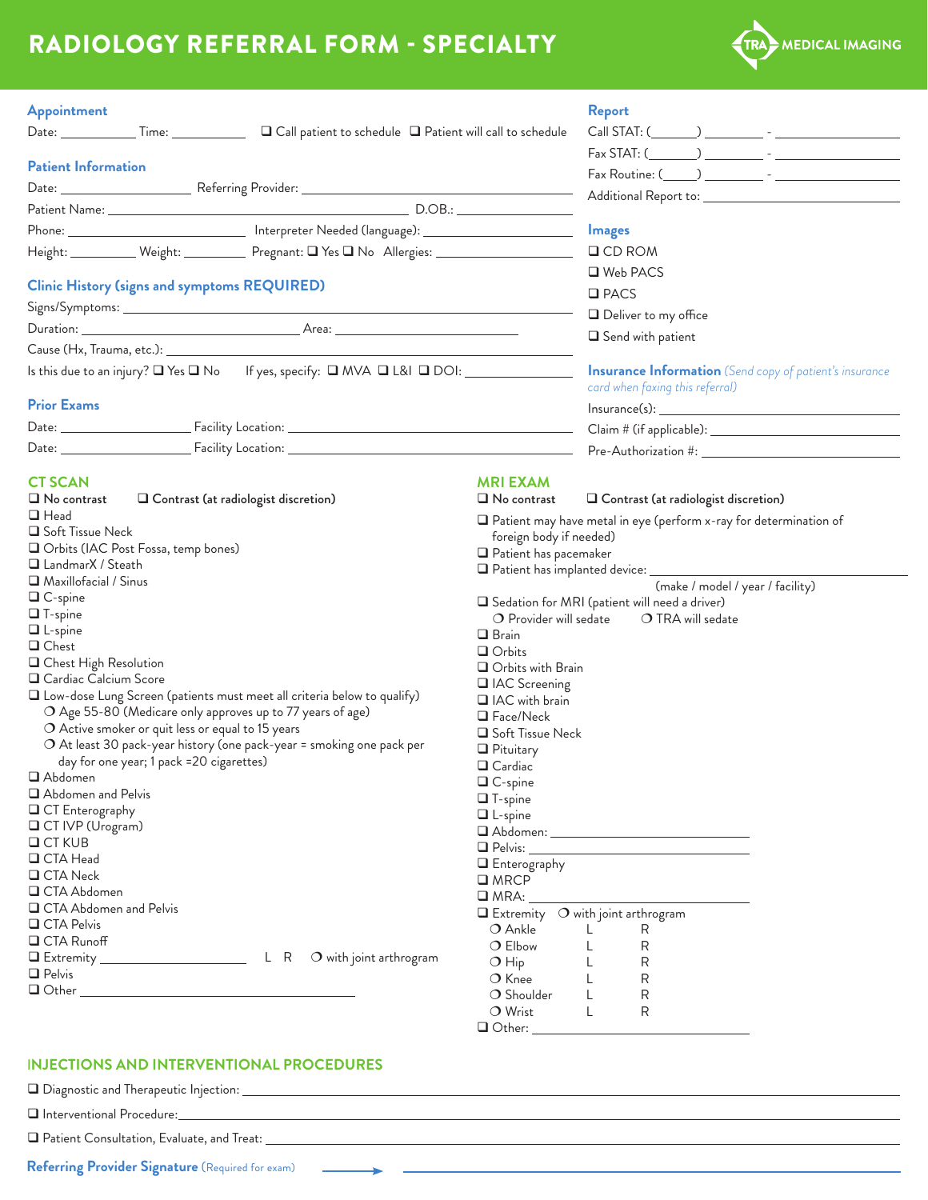# RADIOLOGY REFERRAL FORM - SPECIALTY

TRA MEDICAL IMAGING

## Appointment

Date: __________ Time: __________ ☐ Call patient to schedule ☐ Patient will call to schedule

## Patient Information

Date: ______________ Referring Provider: ______________________________

Patient Name: ______________________________ D.O.B.: ______________

Phone: ______________ Interpreter Needed (language): ______________

Height: ________ Weight: ________ Pregnant: ☐ Yes ☐ No Allergies: ______________

## Clinic History (signs and symptoms REQUIRED)

Signs/Symptoms: ______________________________

Duration: ______________________ Area: ______________________

Cause (Hx, Trauma, etc.): ______________________________

Is this due to an injury? ☐ Yes ☐ No If yes, specify: ☐ MVA ☐ L&I ☐ DOI: ______________

## Prior Exams

Date: ______________ Facility Location: ______________________________

Date: ______________ Facility Location: ______________________________

## Report

Call STAT: (______) ________ - ______________

Fax STAT: (______) ________ - ______________

Fax Routine: (_____) ________ - ______________

Additional Report to: ______________________

## Images

- ☐ CD ROM
- ☐ Web PACS
- ☐ PACS
- ☐ Deliver to my office
- ☐ Send with patient

## Insurance Information *(Send copy of patient's insurance card when faxing this referral)*

Insurance(s): ______________________

Claim # (if applicable): ______________________

Pre-Authorization #: ______________________

## CT SCAN

☐ **No contrast** ☐ **Contrast (at radiologist discretion)**

- ☐ Head
- ☐ Soft Tissue Neck
- ☐ Orbits (IAC Post Fossa, temp bones)
- ☐ LandmarX / Steath
- ☐ Maxillofacial / Sinus
- ☐ C-spine
- ☐ T-spine
- ☐ L-spine
- ☐ Chest
- ☐ Chest High Resolution
- ☐ Cardiac Calcium Score
- ☐ Low-dose Lung Screen (patients must meet all criteria below to qualify)
  - ❍ Age 55-80 (Medicare only approves up to 77 years of age)
  - ❍ Active smoker or quit less or equal to 15 years
  - ❍ At least 30 pack-year history (one pack-year = smoking one pack per day for one year; 1 pack =20 cigarettes)
- ☐ Abdomen
- ☐ Abdomen and Pelvis
- ☐ CT Enterography
- ☐ CT IVP (Urogram)
- ☐ CT KUB
- ☐ CTA Head
- ☐ CTA Neck
- ☐ CTA Abdomen
- ☐ CTA Abdomen and Pelvis
- ☐ CTA Pelvis
- ☐ CTA Runoff
- ☐ Extremity ______________ L R ❍ with joint arthrogram
- ☐ Pelvis
- ☐ Other ______________________

## MRI EXAM

☐ **No contrast** ☐ **Contrast (at radiologist discretion)**

- ☐ Patient may have metal in eye (perform x-ray for determination of foreign body if needed)
- ☐ Patient has pacemaker
- ☐ Patient has implanted device: ______________________ (make / model / year / facility)
- ☐ Sedation for MRI (patient will need a driver)
  - ❍ Provider will sedate ❍ TRA will sedate
- ☐ Brain
- ☐ Orbits
- ☐ Orbits with Brain
- ☐ IAC Screening
- ☐ IAC with brain
- ☐ Face/Neck
- ☐ Soft Tissue Neck
- ☐ Pituitary
- ☐ Cardiac
- ☐ C-spine
- ☐ T-spine
- ☐ L-spine
- ☐ Abdomen: ______________________
- ☐ Pelvis: ______________________
- ☐ Enterography
- ☐ MRCP
- ☐ MRA: ______________________
- ☐ Extremity ❍ with joint arthrogram
  - ❍ Ankle L R
  - ❍ Elbow L R
  - ❍ Hip L R
  - ❍ Knee L R
  - ❍ Shoulder L R
  - ❍ Wrist L R
- ☐ Other: ______________________

## INJECTIONS AND INTERVENTIONAL PROCEDURES

☐ Diagnostic and Therapeutic Injection: ______________________________

☐ Interventional Procedure: ______________________________

☐ Patient Consultation, Evaluate, and Treat: ______________________________

**Referring Provider Signature** (Required for exam) → ______________________________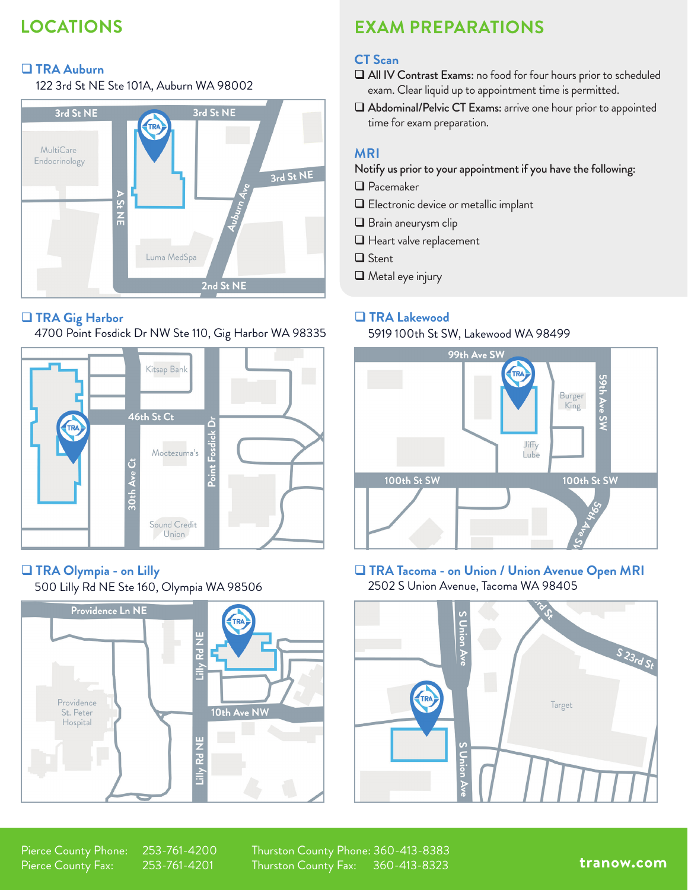## LOCATIONS

### ❑ TRA Auburn
122 3rd St NE Ste 101A, Auburn WA 98002

3rd St NE
3rd St NE
MultiCare Endocrinology
A St NE
3rd St NE
Auburn Ave
Luma MedSpa
2nd St NE

### ❑ TRA Gig Harbor
4700 Point Fosdick Dr NW Ste 110, Gig Harbor WA 98335

Kitsap Bank
46th St Ct
Point Fosdick Dr
Moctezuma's
30th Ave Ct
Sound Credit Union

### ❑ TRA Olympia - on Lilly
500 Lilly Rd NE Ste 160, Olympia WA 98506

Providence Ln NE
Lilly Rd NE
Providence St. Peter Hospital
10th Ave NW
Lilly Rd NE

## EXAM PREPARATIONS

### CT Scan

- ❑ **All IV Contrast Exams:** no food for four hours prior to scheduled exam. Clear liquid up to appointment time is permitted.
- ❑ **Abdominal/Pelvic CT Exams:** arrive one hour prior to appointed time for exam preparation.

### MRI

Notify us prior to your appointment if you have the following:

- ❑ Pacemaker
- ❑ Electronic device or metallic implant
- ❑ Brain aneurysm clip
- ❑ Heart valve replacement
- ❑ Stent
- ❑ Metal eye injury

### ❑ TRA Lakewood
5919 100th St SW, Lakewood WA 98499

99th Ave SW
Burger King
59th Ave SW
Jiffy Lube
100th St SW
100th St SW
59th Ave SW

### ❑ TRA Tacoma - on Union / Union Avenue Open MRI
2502 S Union Avenue, Tacoma WA 98405

S Union Ave
S 23rd St
Target
S Union Ave

Pierce County Phone: 253-761-4200
Pierce County Fax: 253-761-4201

Thurston County Phone: 360-413-8383
Thurston County Fax: 360-413-8323

tranow.com